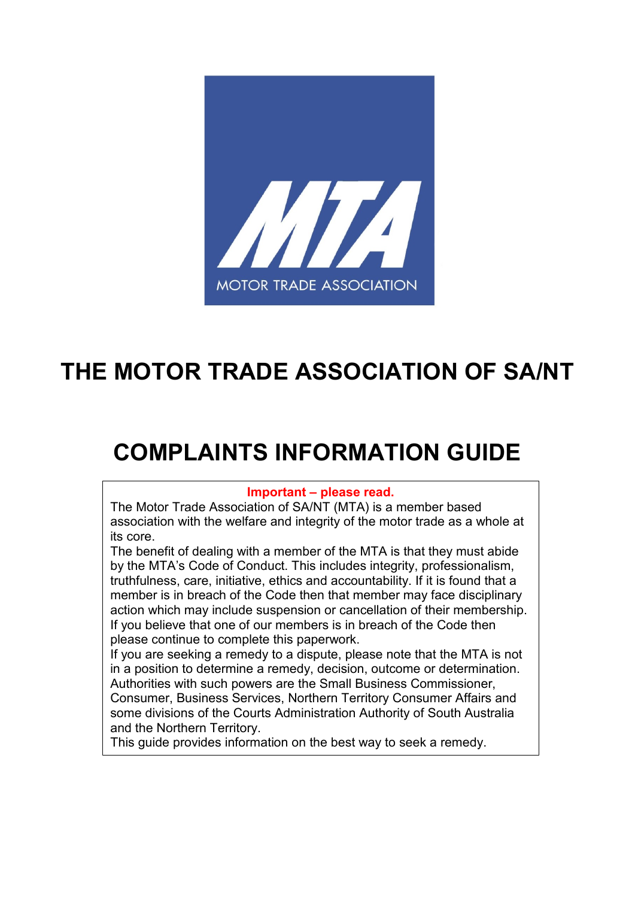# THE MOTOR TRADE ASSOCIATION OF SA/NT

# COMPLAINTS INFORMATION GUIDE

**Important – please read.**

The Motor Trade Association of SA/NT (MTA) is a member based association with the welfare and integrity of the motor trade as a whole at its core.

The benefit of dealing with a member of the MTA is that they must abide by the MTA's Code of Conduct. This includes integrity, professionalism, truthfulness, care, initiative, ethics and accountability. If it is found that a member is in breach of the Code then that member may face disciplinary action which may include suspension or cancellation of their membership. If you believe that one of our members is in breach of the Code then please continue to complete this paperwork.

If you are seeking a remedy to a dispute, please note that the MTA is not in a position to determine a remedy, decision, outcome or determination. Authorities with such powers are the Small Business Commissioner, Consumer, Business Services, Northern Territory Consumer Affairs and some divisions of the Courts Administration Authority of South Australia and the Northern Territory.

This guide provides information on the best way to seek a remedy.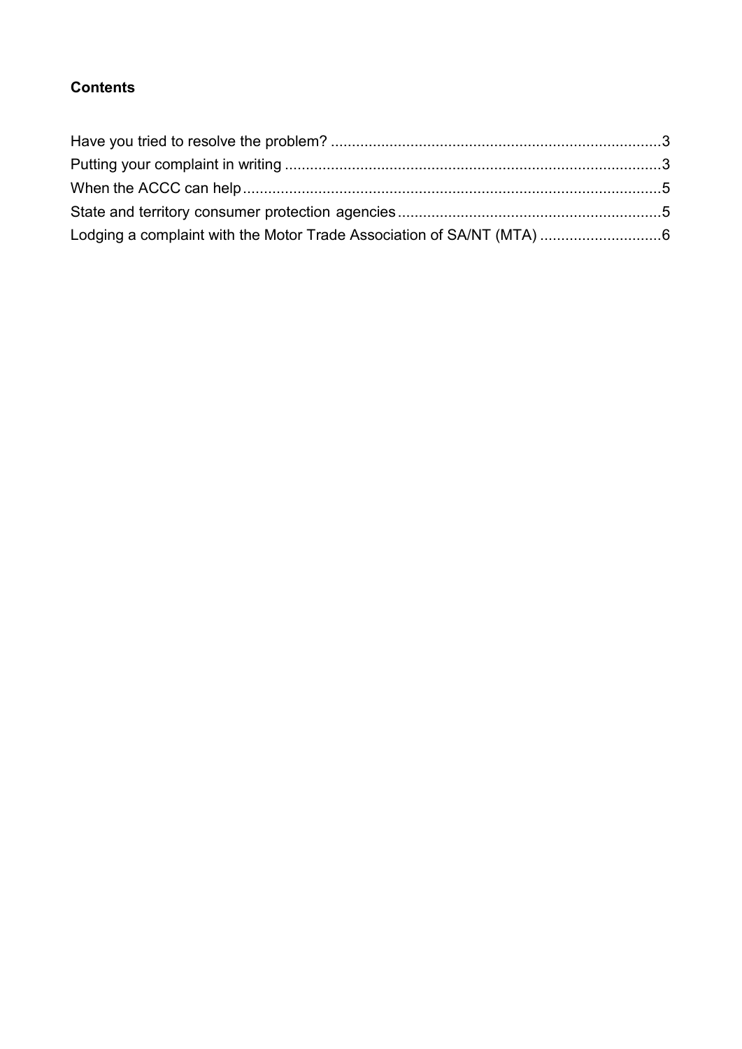**Contents**

Have you tried to resolve the problem? ..............................................................................3
Putting your complaint in writing .........................................................................................3
When the ACCC can help...................................................................................................5
State and territory consumer protection agencies ..............................................................5
Lodging a complaint with the Motor Trade Association of SA/NT (MTA) ............................6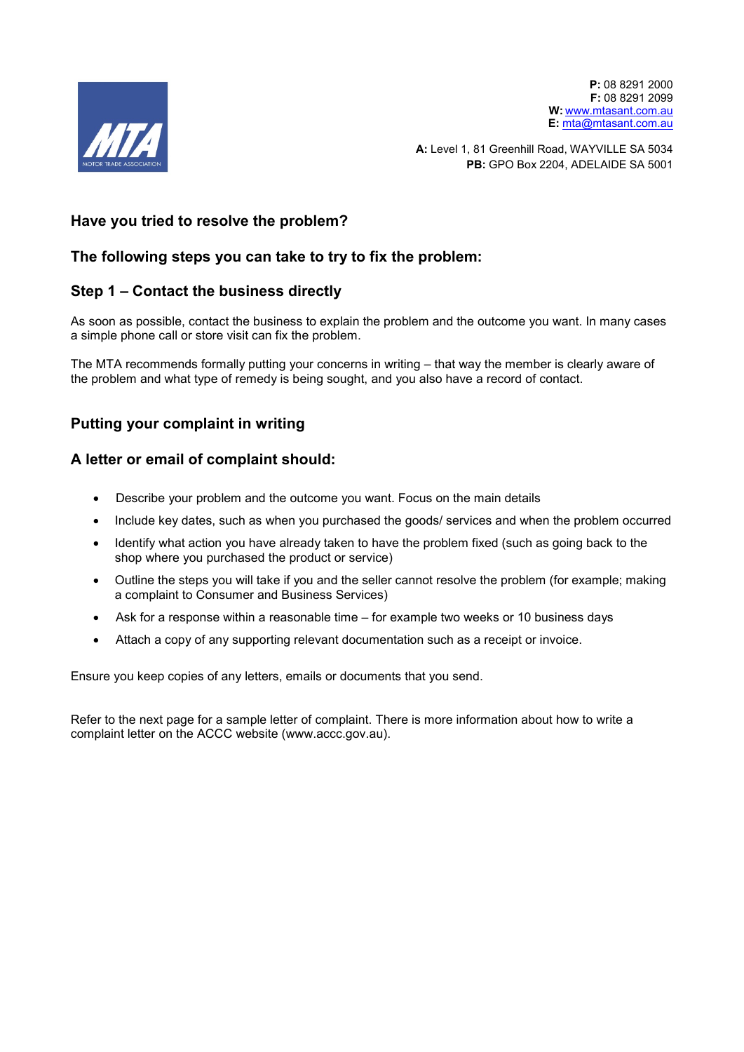**P:** 08 8291 2000
**F:** 08 8291 2099
**W:** www.mtasant.com.au
**E:** mta@mtasant.com.au

**A:** Level 1, 81 Greenhill Road, WAYVILLE SA 5034
**PB:** GPO Box 2204, ADELAIDE SA 5001

## Have you tried to resolve the problem?

## The following steps you can take to try to fix the problem:

## Step 1 – Contact the business directly

As soon as possible, contact the business to explain the problem and the outcome you want. In many cases a simple phone call or store visit can fix the problem.

The MTA recommends formally putting your concerns in writing – that way the member is clearly aware of the problem and what type of remedy is being sought, and you also have a record of contact.

## Putting your complaint in writing

## A letter or email of complaint should:

- Describe your problem and the outcome you want. Focus on the main details
- Include key dates, such as when you purchased the goods/ services and when the problem occurred
- Identify what action you have already taken to have the problem fixed (such as going back to the shop where you purchased the product or service)
- Outline the steps you will take if you and the seller cannot resolve the problem (for example; making a complaint to Consumer and Business Services)
- Ask for a response within a reasonable time – for example two weeks or 10 business days
- Attach a copy of any supporting relevant documentation such as a receipt or invoice.

Ensure you keep copies of any letters, emails or documents that you send.

Refer to the next page for a sample letter of complaint. There is more information about how to write a complaint letter on the ACCC website (www.accc.gov.au).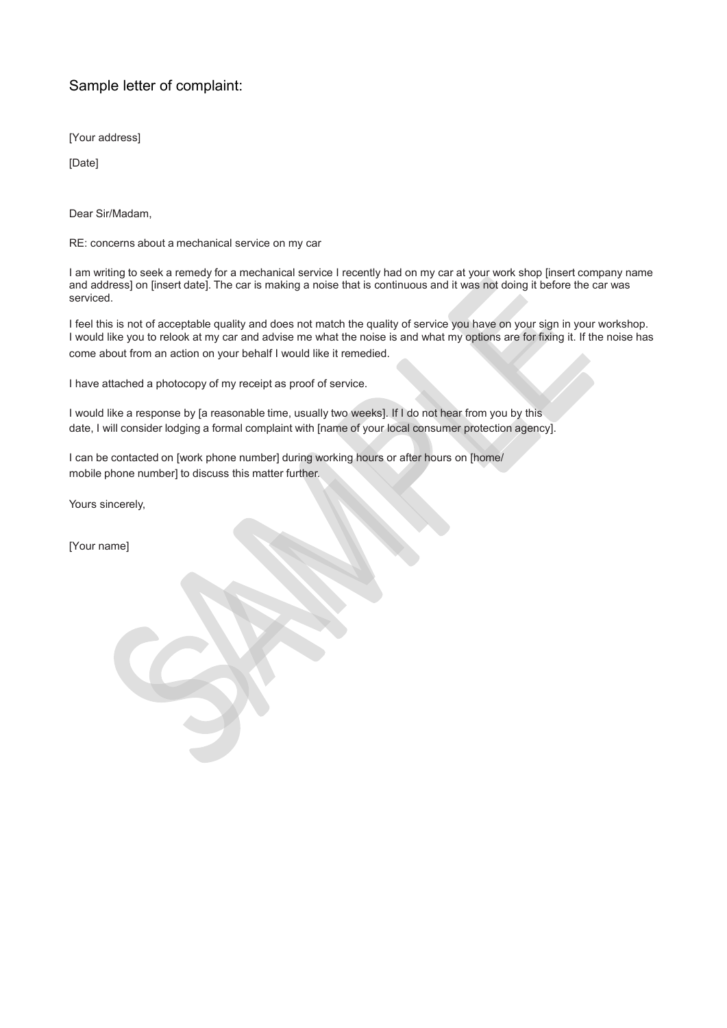## Sample letter of complaint:

[Your address]

[Date]

Dear Sir/Madam,

RE: concerns about a mechanical service on my car

I am writing to seek a remedy for a mechanical service I recently had on my car at your work shop [insert company name and address] on [insert date]. The car is making a noise that is continuous and it was not doing it before the car was serviced.

I feel this is not of acceptable quality and does not match the quality of service you have on your sign in your workshop. I would like you to relook at my car and advise me what the noise is and what my options are for fixing it. If the noise has come about from an action on your behalf I would like it remedied.

I have attached a photocopy of my receipt as proof of service.

I would like a response by [a reasonable time, usually two weeks]. If I do not hear from you by this date, I will consider lodging a formal complaint with [name of your local consumer protection agency].

I can be contacted on [work phone number] during working hours or after hours on [home/ mobile phone number] to discuss this matter further.

Yours sincerely,

[Your name]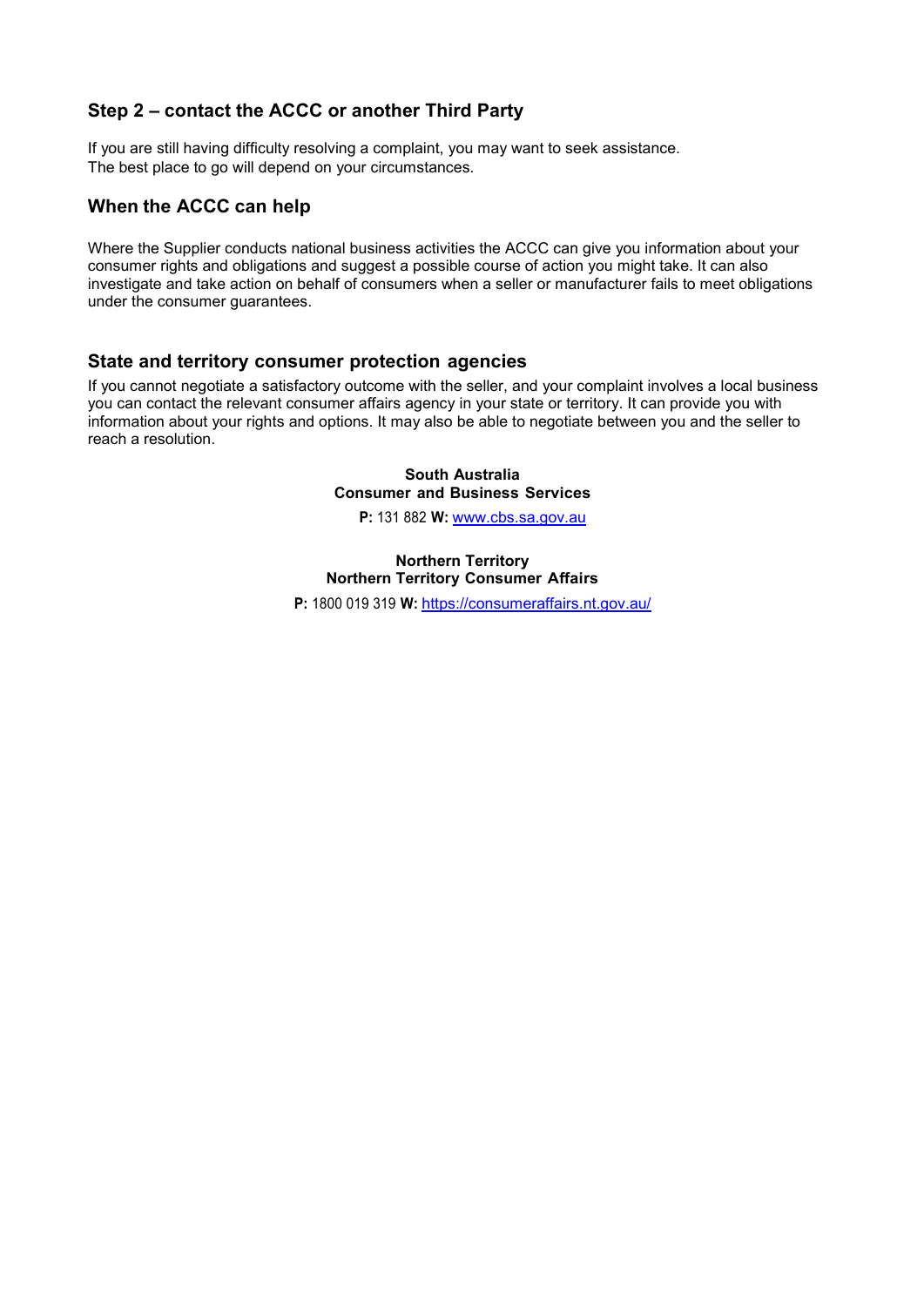## Step 2 – contact the ACCC or another Third Party

If you are still having difficulty resolving a complaint, you may want to seek assistance.
The best place to go will depend on your circumstances.

## When the ACCC can help

Where the Supplier conducts national business activities the ACCC can give you information about your consumer rights and obligations and suggest a possible course of action you might take. It can also investigate and take action on behalf of consumers when a seller or manufacturer fails to meet obligations under the consumer guarantees.

## State and territory consumer protection agencies

If you cannot negotiate a satisfactory outcome with the seller, and your complaint involves a local business you can contact the relevant consumer affairs agency in your state or territory. It can provide you with information about your rights and options. It may also be able to negotiate between you and the seller to reach a resolution.

**South Australia**
**Consumer and Business Services**

**P:** 131 882 **W:** www.cbs.sa.gov.au

**Northern Territory**
**Northern Territory Consumer Affairs**

**P:** 1800 019 319 **W:** https://consumeraffairs.nt.gov.au/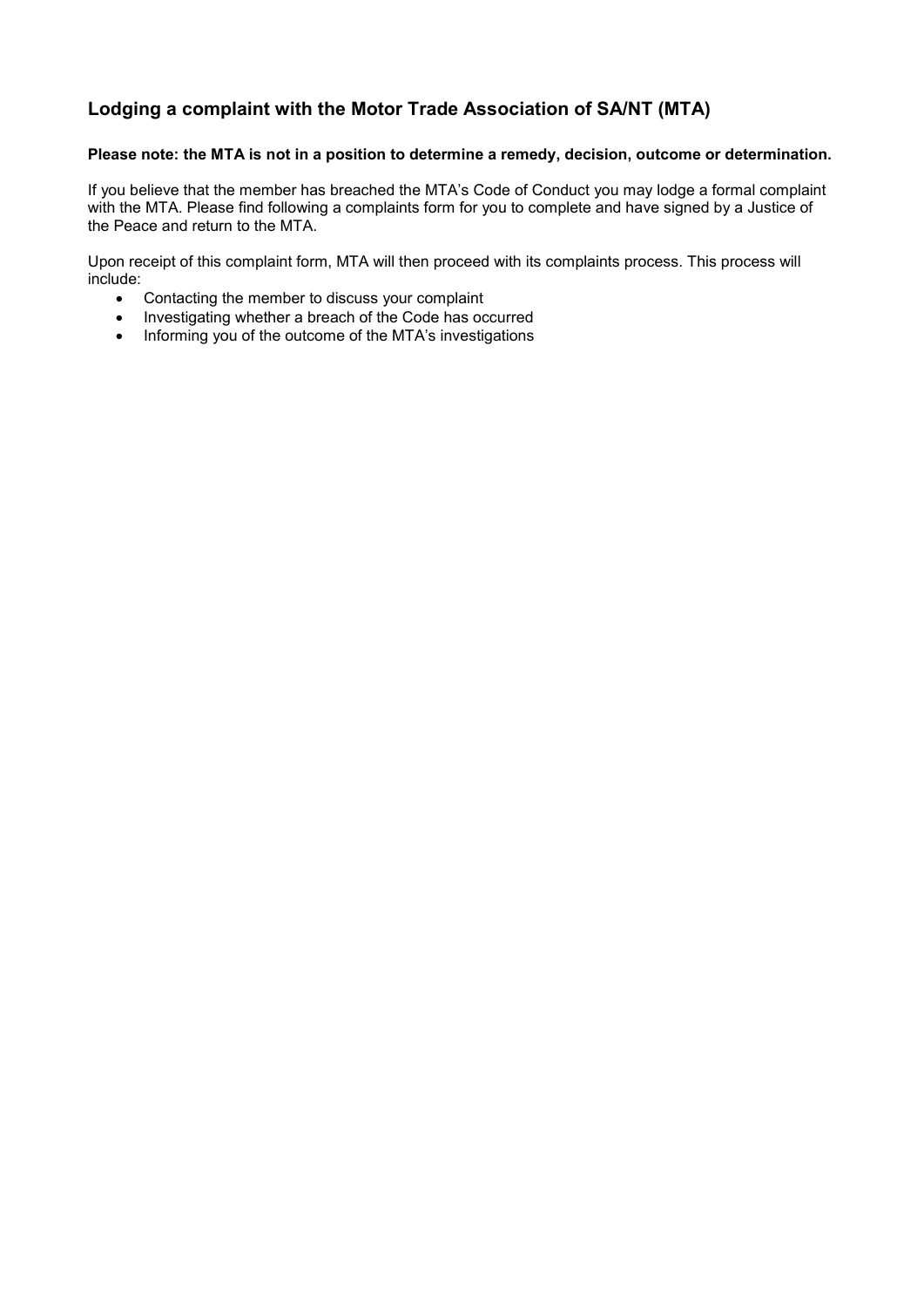## Lodging a complaint with the Motor Trade Association of SA/NT (MTA)

**Please note: the MTA is not in a position to determine a remedy, decision, outcome or determination.**

If you believe that the member has breached the MTA's Code of Conduct you may lodge a formal complaint with the MTA. Please find following a complaints form for you to complete and have signed by a Justice of the Peace and return to the MTA.

Upon receipt of this complaint form, MTA will then proceed with its complaints process. This process will include:

- Contacting the member to discuss your complaint
- Investigating whether a breach of the Code has occurred
- Informing you of the outcome of the MTA's investigations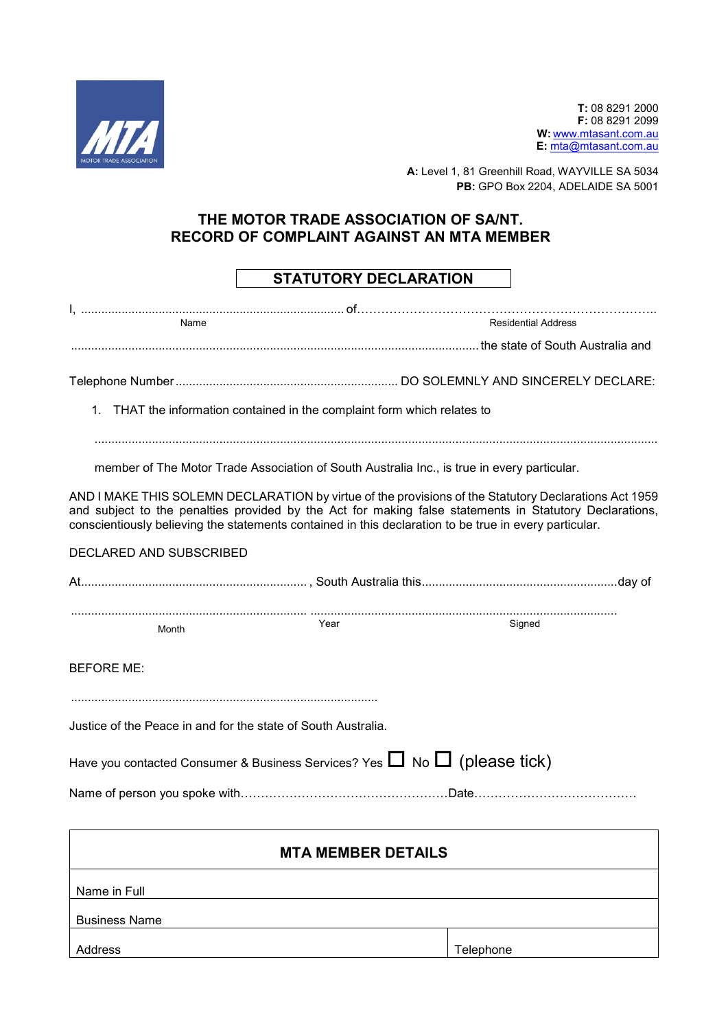T: 08 8291 2000
F: 08 8291 2099
W: www.mtasant.com.au
E: mta@mtasant.com.au

A: Level 1, 81 Greenhill Road, WAYVILLE SA 5034
PB: GPO Box 2204, ADELAIDE SA 5001

# THE MOTOR TRADE ASSOCIATION OF SA/NT.
# RECORD OF COMPLAINT AGAINST AN MTA MEMBER

## STATUTORY DECLARATION

I, ............................................................................. of.…………………………………………………………………..
Name Residential Address

....................................................................................................................... the state of South Australia and

Telephone Number ................................................................. DO SOLEMNLY AND SINCERELY DECLARE:

1. THAT the information contained in the complaint form which relates to

.....................................................................................................................................................................

member of The Motor Trade Association of South Australia Inc., is true in every particular.

AND I MAKE THIS SOLEMN DECLARATION by virtue of the provisions of the Statutory Declarations Act 1959 and subject to the penalties provided by the Act for making false statements in Statutory Declarations, conscientiously believing the statements contained in this declaration to be true in every particular.

DECLARED AND SUBSCRIBED

At................................................................... , South Australia this.........................................................day of

...................................................................... ..........................................................................................
Month Year Signed

BEFORE ME:

..........................................................................................

Justice of the Peace in and for the state of South Australia.

Have you contacted Consumer & Business Services? Yes ☐ No ☐ (please tick)

Name of person you spoke with……………………………………………Date………………………………….

| MTA MEMBER DETAILS | |
|---|---|
| Name in Full | |
| Business Name | |
| Address | Telephone |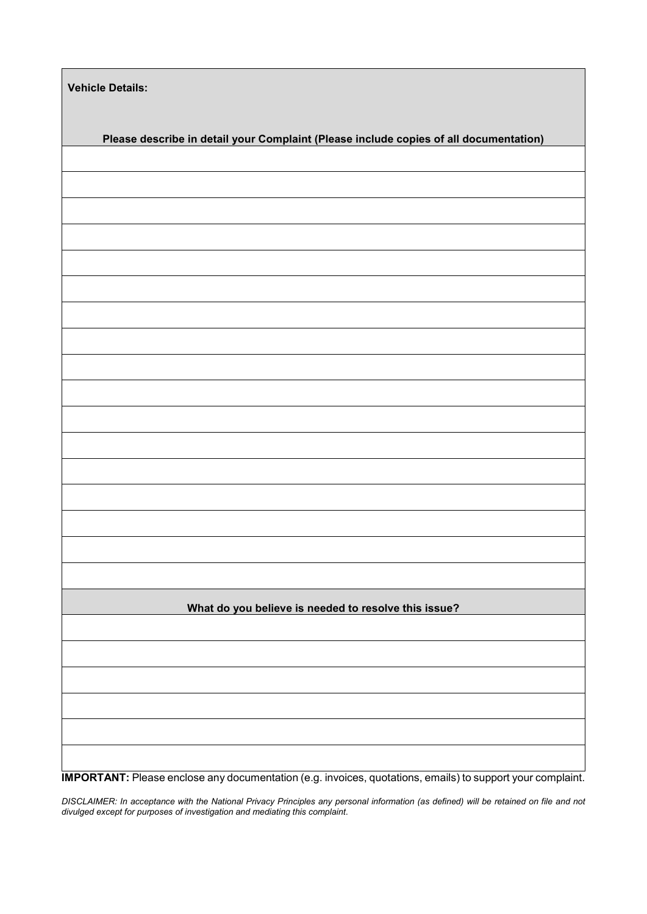| **Vehicle Details:** |
|---|
| **Please describe in detail your Complaint (Please include copies of all documentation)** |
| |
| |
| |
| |
| |
| |
| |
| |
| |
| |
| |
| |
| |
| |
| |
| |
| |
| **What do you believe is needed to resolve this issue?** |
| |
| |
| |
| |
| |
| |

**IMPORTANT:** Please enclose any documentation (e.g. invoices, quotations, emails) to support your complaint.

*DISCLAIMER: In acceptance with the National Privacy Principles any personal information (as defined) will be retained on file and not divulged except for purposes of investigation and mediating this complaint.*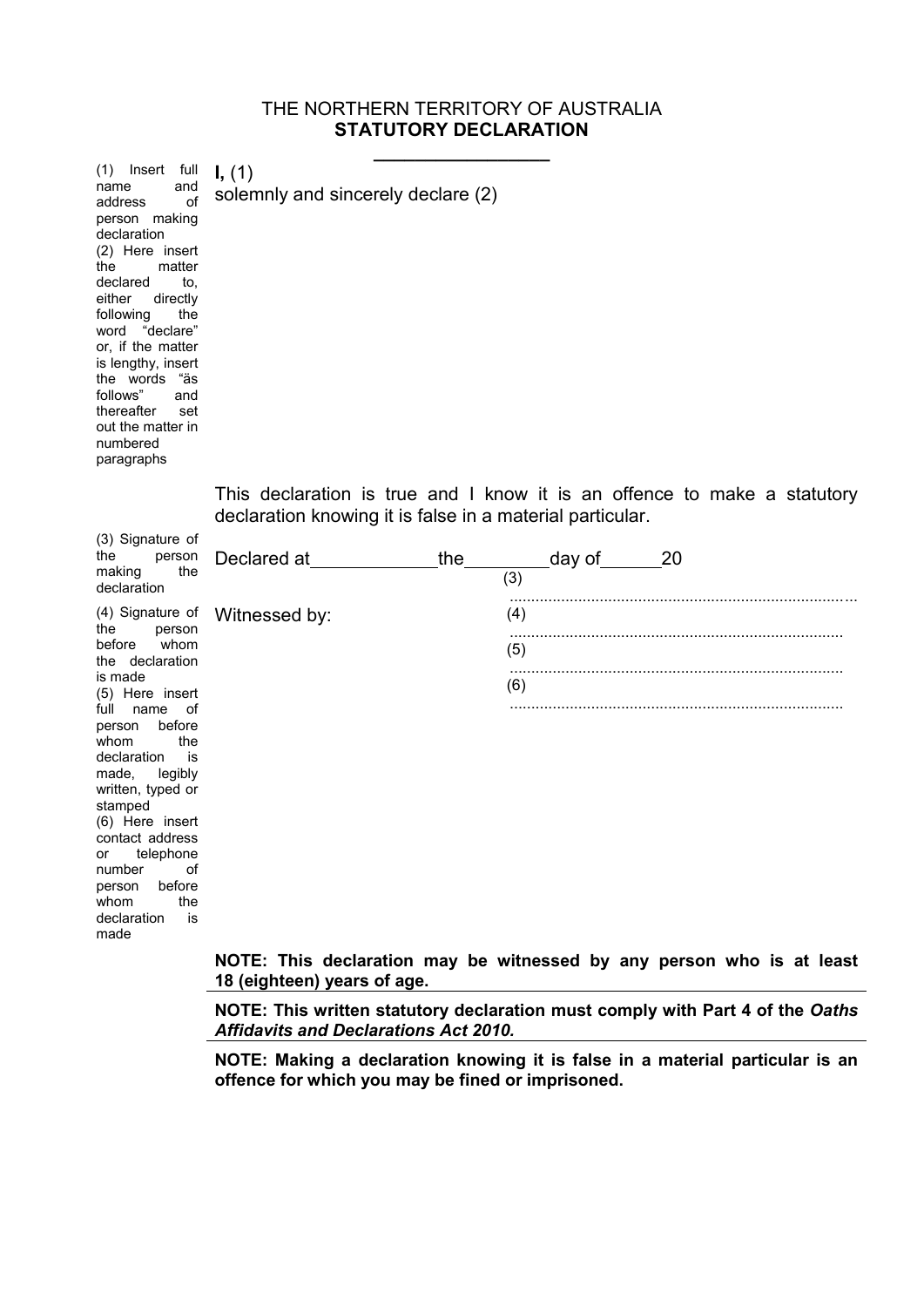THE NORTHERN TERRITORY OF AUSTRALIA

**STATUTORY DECLARATION**

(1) Insert full name and address of person making declaration

(2) Here insert the matter declared to, either directly following the word "declare" or, if the matter is lengthy, insert the words "äs follows" and thereafter set out the matter in numbered paragraphs

**I,** (1)

solemnly and sincerely declare (2)

This declaration is true and I know it is an offence to make a statutory declaration knowing it is false in a material particular.

(3) Signature of the person making the declaration

(4) Signature of the person before whom the declaration is made

(5) Here insert full name of person before whom the declaration is made, legibly written, typed or stamped

(6) Here insert contact address or telephone number of person before whom the declaration is made

Declared at \_\_\_\_\_\_\_\_\_\_ the \_\_\_\_\_\_\_ day of \_\_\_\_\_ 20

(3) ..............................................................................

Witnessed by:

(4) ..............................................................................

(5) ..............................................................................

(6) ..............................................................................

**NOTE: This declaration may be witnessed by any person who is at least 18 (eighteen) years of age.**

**NOTE: This written statutory declaration must comply with Part 4 of the *Oaths Affidavits and Declarations Act 2010.***

**NOTE: Making a declaration knowing it is false in a material particular is an offence for which you may be fined or imprisoned.**